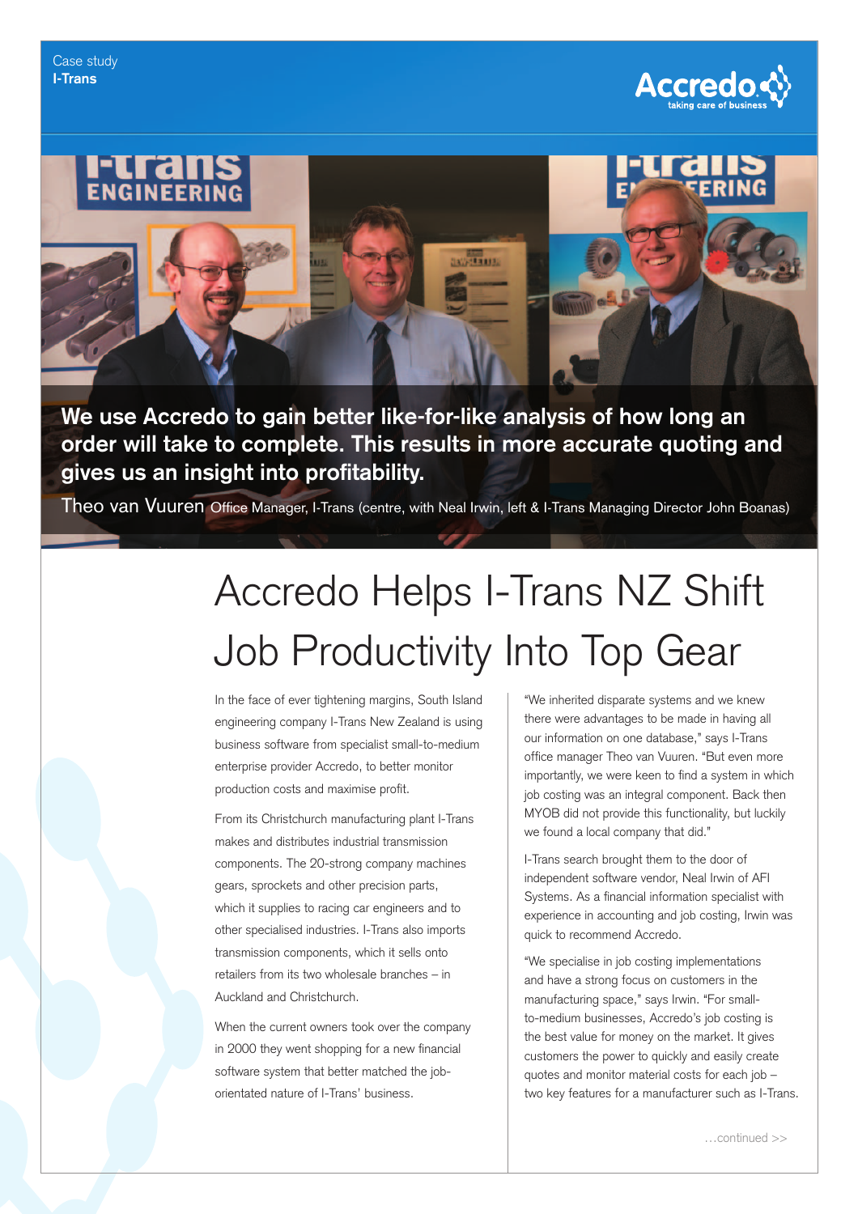Case study
**I-Trans**

Accredo
taking care of business

**We use Accredo to gain better like-for-like analysis of how long an order will take to complete. This results in more accurate quoting and gives us an insight into profitability.**

Theo van Vuuren Office Manager, I-Trans (centre, with Neal Irwin, left & I-Trans Managing Director John Boanas)

# Accredo Helps I-Trans NZ Shift Job Productivity Into Top Gear

In the face of ever tightening margins, South Island engineering company I-Trans New Zealand is using business software from specialist small-to-medium enterprise provider Accredo, to better monitor production costs and maximise profit.

From its Christchurch manufacturing plant I-Trans makes and distributes industrial transmission components. The 20-strong company machines gears, sprockets and other precision parts, which it supplies to racing car engineers and to other specialised industries. I-Trans also imports transmission components, which it sells onto retailers from its two wholesale branches – in Auckland and Christchurch.

When the current owners took over the company in 2000 they went shopping for a new financial software system that better matched the job-orientated nature of I-Trans' business.

"We inherited disparate systems and we knew there were advantages to be made in having all our information on one database," says I-Trans office manager Theo van Vuuren. "But even more importantly, we were keen to find a system in which job costing was an integral component. Back then MYOB did not provide this functionality, but luckily we found a local company that did."

I-Trans search brought them to the door of independent software vendor, Neal Irwin of AFI Systems. As a financial information specialist with experience in accounting and job costing, Irwin was quick to recommend Accredo.

"We specialise in job costing implementations and have a strong focus on customers in the manufacturing space," says Irwin. "For small-to-medium businesses, Accredo's job costing is the best value for money on the market. It gives customers the power to quickly and easily create quotes and monitor material costs for each job – two key features for a manufacturer such as I-Trans.

…continued >>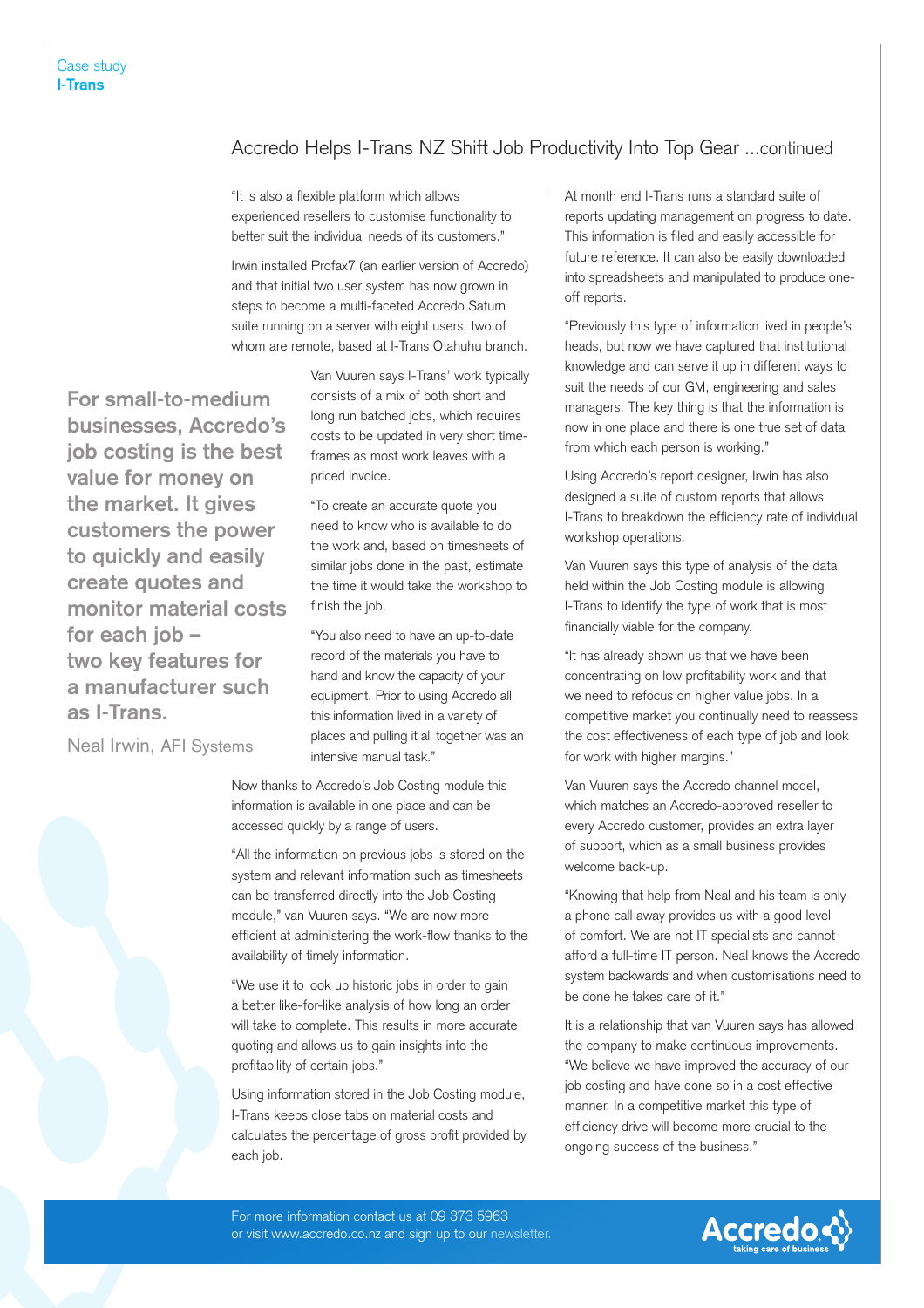Case study
**I-Trans**

# Accredo Helps I-Trans NZ Shift Job Productivity Into Top Gear ...continued

"It is also a flexible platform which allows experienced resellers to customise functionality to better suit the individual needs of its customers."

Irwin installed Profax7 (an earlier version of Accredo) and that initial two user system has now grown in steps to become a multi-faceted Accredo Saturn suite running on a server with eight users, two of whom are remote, based at I-Trans Otahuhu branch.

> **For small-to-medium businesses, Accredo's job costing is the best value for money on the market. It gives customers the power to quickly and easily create quotes and monitor material costs for each job – two key features for a manufacturer such as I-Trans.**
>
> Neal Irwin, AFI Systems

Van Vuuren says I-Trans' work typically consists of a mix of both short and long run batched jobs, which requires costs to be updated in very short time-frames as most work leaves with a priced invoice.

"To create an accurate quote you need to know who is available to do the work and, based on timesheets of similar jobs done in the past, estimate the time it would take the workshop to finish the job.

"You also need to have an up-to-date record of the materials you have to hand and know the capacity of your equipment. Prior to using Accredo all this information lived in a variety of places and pulling it all together was an intensive manual task."

Now thanks to Accredo's Job Costing module this information is available in one place and can be accessed quickly by a range of users.

"All the information on previous jobs is stored on the system and relevant information such as timesheets can be transferred directly into the Job Costing module," van Vuuren says. "We are now more efficient at administering the work-flow thanks to the availability of timely information.

"We use it to look up historic jobs in order to gain a better like-for-like analysis of how long an order will take to complete. This results in more accurate quoting and allows us to gain insights into the profitability of certain jobs."

Using information stored in the Job Costing module, I-Trans keeps close tabs on material costs and calculates the percentage of gross profit provided by each job.

At month end I-Trans runs a standard suite of reports updating management on progress to date. This information is filed and easily accessible for future reference. It can also be easily downloaded into spreadsheets and manipulated to produce one-off reports.

"Previously this type of information lived in people's heads, but now we have captured that institutional knowledge and can serve it up in different ways to suit the needs of our GM, engineering and sales managers. The key thing is that the information is now in one place and there is one true set of data from which each person is working."

Using Accredo's report designer, Irwin has also designed a suite of custom reports that allows I-Trans to breakdown the efficiency rate of individual workshop operations.

Van Vuuren says this type of analysis of the data held within the Job Costing module is allowing I-Trans to identify the type of work that is most financially viable for the company.

"It has already shown us that we have been concentrating on low profitability work and that we need to refocus on higher value jobs. In a competitive market you continually need to reassess the cost effectiveness of each type of job and look for work with higher margins."

Van Vuuren says the Accredo channel model, which matches an Accredo-approved reseller to every Accredo customer, provides an extra layer of support, which as a small business provides welcome back-up.

"Knowing that help from Neal and his team is only a phone call away provides us with a good level of comfort. We are not IT specialists and cannot afford a full-time IT person. Neal knows the Accredo system backwards and when customisations need to be done he takes care of it."

It is a relationship that van Vuuren says has allowed the company to make continuous improvements. "We believe we have improved the accuracy of our job costing and have done so in a cost effective manner. In a competitive market this type of efficiency drive will become more crucial to the ongoing success of the business."

For more information contact us at 09 373 5963
or visit www.accredo.co.nz and sign up to our newsletter.

Accredo
taking care of business